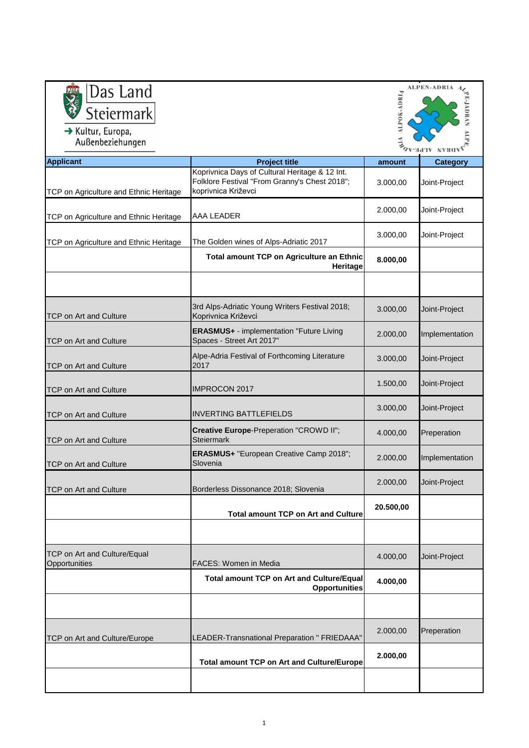Das Land Steiermark

→ Kultur, Europa, Außenbeziehungen

ALPEN-ADRIA ALPE-JADRAN ALPE-ADRIA ALPOK-ADRIA VIA ALPE-ADRIAN

| Applicant | Project title | amount | Category |
|---|---|---|---|
| TCP on Agriculture and Ethnic Heritage | Koprivnica Days of Cultural Heritage & 12 Int. Folklore Festival "From Granny's Chest 2018"; koprivnica Križevci | 3.000,00 | Joint-Project |
| TCP on Agriculture and Ethnic Heritage | AAA LEADER | 2.000,00 | Joint-Project |
| TCP on Agriculture and Ethnic Heritage | The Golden wines of Alps-Adriatic 2017 | 3.000,00 | Joint-Project |
| | **Total amount TCP on Agriculture an Ethnic Heritage** | **8.000,00** | |
| | | | |
| TCP on Art and Culture | 3rd Alps-Adriatic Young Writers Festival 2018; Koprivnica Križevci | 3.000,00 | Joint-Project |
| TCP on Art and Culture | **ERASMUS+** - implementation "Future Living Spaces - Street Art 2017" | 2.000,00 | Implementation |
| TCP on Art and Culture | Alpe-Adria Festival of Forthcoming Literature 2017 | 3.000,00 | Joint-Project |
| TCP on Art and Culture | IMPROCON 2017 | 1.500,00 | Joint-Project |
| TCP on Art and Culture | INVERTING BATTLEFIELDS | 3.000,00 | Joint-Project |
| TCP on Art and Culture | **Creative Europe**-Preperation "CROWD II"; Steiermark | 4.000,00 | Preperation |
| TCP on Art and Culture | **ERASMUS+** "European Creative Camp 2018"; Slovenia | 2.000,00 | Implementation |
| TCP on Art and Culture | Borderless Dissonance 2018; Slovenia | 2.000,00 | Joint-Project |
| | **Total amount TCP on Art and Culture** | **20.500,00** | |
| | | | |
| TCP on Art and Culture/Equal Opportunities | FACES: Women in Media | 4.000,00 | Joint-Project |
| | **Total amount TCP on Art and Culture/Equal Opportunities** | **4.000,00** | |
| | | | |
| TCP on Art and Culture/Europe | LEADER-Transnational Preparation " FRIEDAAA" | 2.000,00 | Preperation |
| | **Total amount TCP on Art and Culture/Europe** | **2.000,00** | |
| | | | |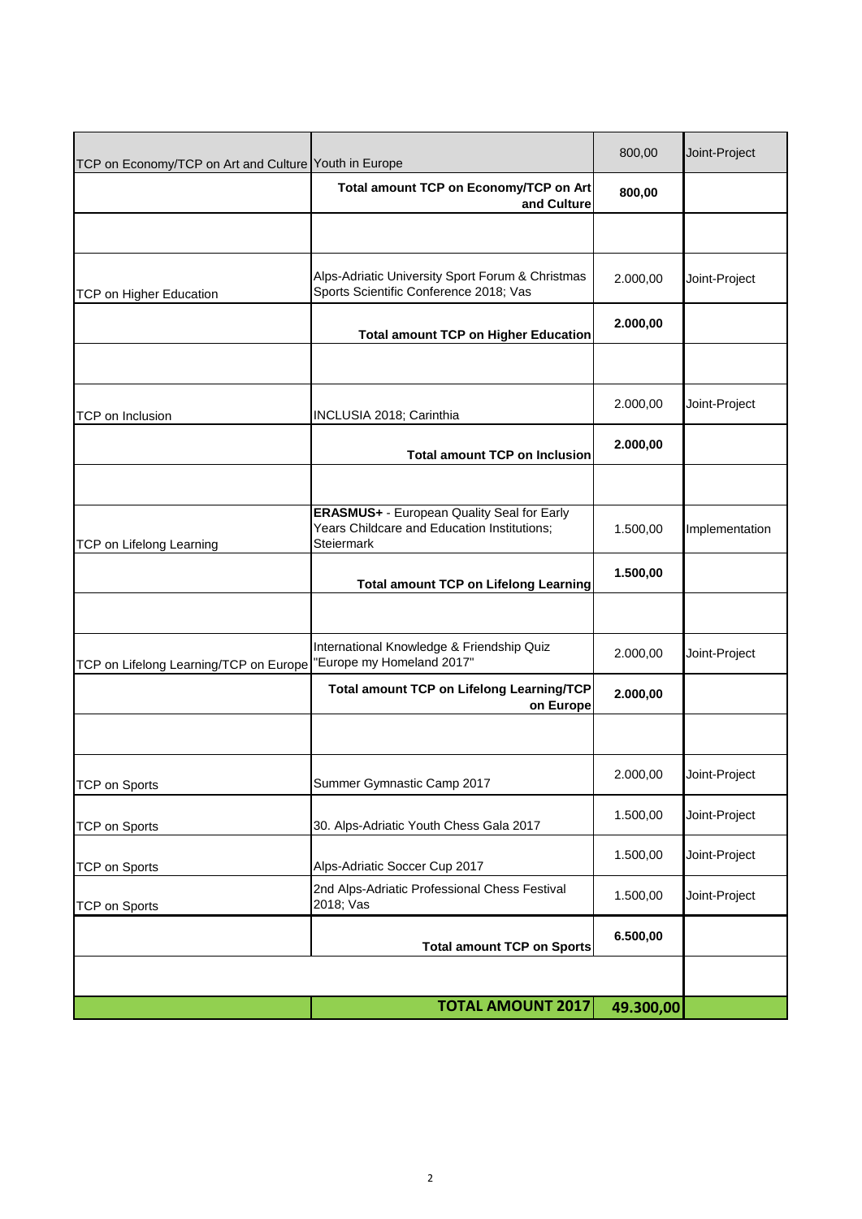| | | | |
|---|---|---|---|
| TCP on Economy/TCP on Art and Culture | Youth in Europe | 800,00 | Joint-Project |
| | **Total amount TCP on Economy/TCP on Art and Culture** | **800,00** | |
| | | | |
| TCP on Higher Education | Alps-Adriatic University Sport Forum & Christmas Sports Scientific Conference 2018; Vas | 2.000,00 | Joint-Project |
| | **Total amount TCP on Higher Education** | **2.000,00** | |
| | | | |
| TCP on Inclusion | INCLUSIA 2018; Carinthia | 2.000,00 | Joint-Project |
| | **Total amount TCP on Inclusion** | **2.000,00** | |
| | | | |
| TCP on Lifelong Learning | **ERASMUS+** - European Quality Seal for Early Years Childcare and Education Institutions; Steiermark | 1.500,00 | Implementation |
| | **Total amount TCP on Lifelong Learning** | **1.500,00** | |
| | | | |
| TCP on Lifelong Learning/TCP on Europe | International Knowledge & Friendship Quiz "Europe my Homeland 2017" | 2.000,00 | Joint-Project |
| | **Total amount TCP on Lifelong Learning/TCP on Europe** | **2.000,00** | |
| | | | |
| TCP on Sports | Summer Gymnastic Camp 2017 | 2.000,00 | Joint-Project |
| TCP on Sports | 30. Alps-Adriatic Youth Chess Gala 2017 | 1.500,00 | Joint-Project |
| TCP on Sports | Alps-Adriatic Soccer Cup 2017 | 1.500,00 | Joint-Project |
| TCP on Sports | 2nd Alps-Adriatic Professional Chess Festival 2018; Vas | 1.500,00 | Joint-Project |
| | **Total amount TCP on Sports** | **6.500,00** | |
| | | | |
| | **TOTAL AMOUNT 2017** | **49.300,00** | |